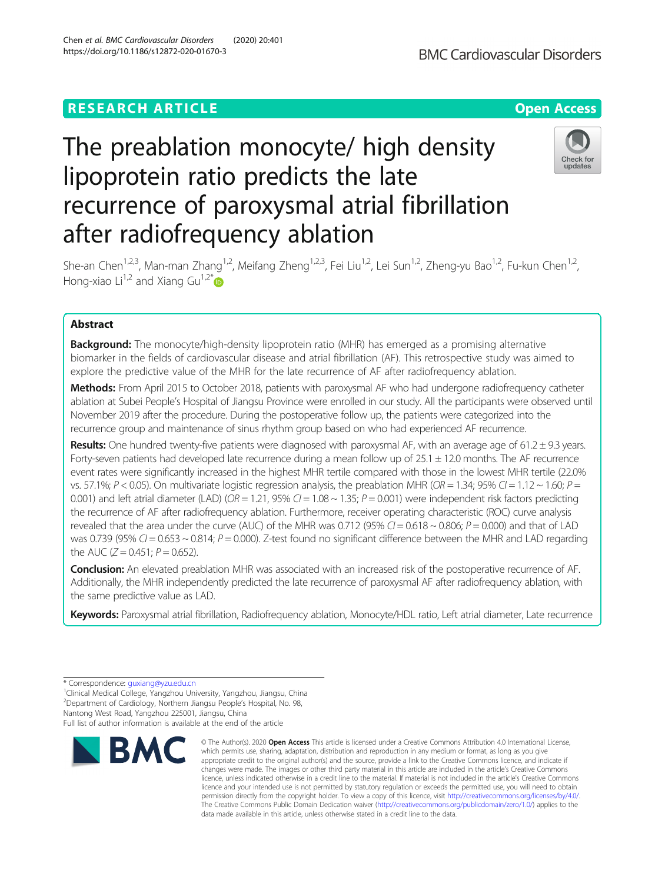RESEARCH ARTICLE

Open Access

# The preablation monocyte/ high density lipoprotein ratio predicts the late recurrence of paroxysmal atrial fibrillation after radiofrequency ablation

She-an Chen[1,2,3], Man-man Zhang[1,2], Meifang Zheng[1,2,3], Fei Liu[1,2], Lei Sun[1,2], Zheng-yu Bao[1,2], Fu-kun Chen[1,2], Hong-xiao Li[1,2] and Xiang Gu[1,2*]

## Abstract

**Background:** The monocyte/high-density lipoprotein ratio (MHR) has emerged as a promising alternative biomarker in the fields of cardiovascular disease and atrial fibrillation (AF). This retrospective study was aimed to explore the predictive value of the MHR for the late recurrence of AF after radiofrequency ablation.

**Methods:** From April 2015 to October 2018, patients with paroxysmal AF who had undergone radiofrequency catheter ablation at Subei People's Hospital of Jiangsu Province were enrolled in our study. All the participants were observed until November 2019 after the procedure. During the postoperative follow up, the patients were categorized into the recurrence group and maintenance of sinus rhythm group based on who had experienced AF recurrence.

**Results:** One hundred twenty-five patients were diagnosed with paroxysmal AF, with an average age of 61.2 ± 9.3 years. Forty-seven patients had developed late recurrence during a mean follow up of 25.1 ± 12.0 months. The AF recurrence event rates were significantly increased in the highest MHR tertile compared with those in the lowest MHR tertile (22.0% vs. 57.1%; $P < 0.05$). On multivariate logistic regression analysis, the preablation MHR ($OR = 1.34$; 95% $CI = 1.12 \sim 1.60$; $P = 0.001$) and left atrial diameter (LAD) ($OR = 1.21$, 95% $CI = 1.08 \sim 1.35$; $P = 0.001$) were independent risk factors predicting the recurrence of AF after radiofrequency ablation. Furthermore, receiver operating characteristic (ROC) curve analysis revealed that the area under the curve (AUC) of the MHR was 0.712 (95% $CI = 0.618 \sim 0.806$; $P = 0.000$) and that of LAD was 0.739 (95% $CI = 0.653 \sim 0.814$; $P = 0.000$). Z-test found no significant difference between the MHR and LAD regarding the AUC ($Z = 0.451$; $P = 0.652$).

**Conclusion:** An elevated preablation MHR was associated with an increased risk of the postoperative recurrence of AF. Additionally, the MHR independently predicted the late recurrence of paroxysmal AF after radiofrequency ablation, with the same predictive value as LAD.

**Keywords:** Paroxysmal atrial fibrillation, Radiofrequency ablation, Monocyte/HDL ratio, Left atrial diameter, Late recurrence

---

* Correspondence: guxiang@yzu.edu.cn
[1]Clinical Medical College, Yangzhou University, Yangzhou, Jiangsu, China
[2]Department of Cardiology, Northern Jiangsu People's Hospital, No. 98, Nantong West Road, Yangzhou 225001, Jiangsu, China
Full list of author information is available at the end of the article

© The Author(s). 2020 **Open Access** This article is licensed under a Creative Commons Attribution 4.0 International License, which permits use, sharing, adaptation, distribution and reproduction in any medium or format, as long as you give appropriate credit to the original author(s) and the source, provide a link to the Creative Commons licence, and indicate if changes were made. The images or other third party material in this article are included in the article's Creative Commons licence, unless indicated otherwise in a credit line to the material. If material is not included in the article's Creative Commons licence and your intended use is not permitted by statutory regulation or exceeds the permitted use, you will need to obtain permission directly from the copyright holder. To view a copy of this licence, visit http://creativecommons.org/licenses/by/4.0/. The Creative Commons Public Domain Dedication waiver (http://creativecommons.org/publicdomain/zero/1.0/) applies to the data made available in this article, unless otherwise stated in a credit line to the data.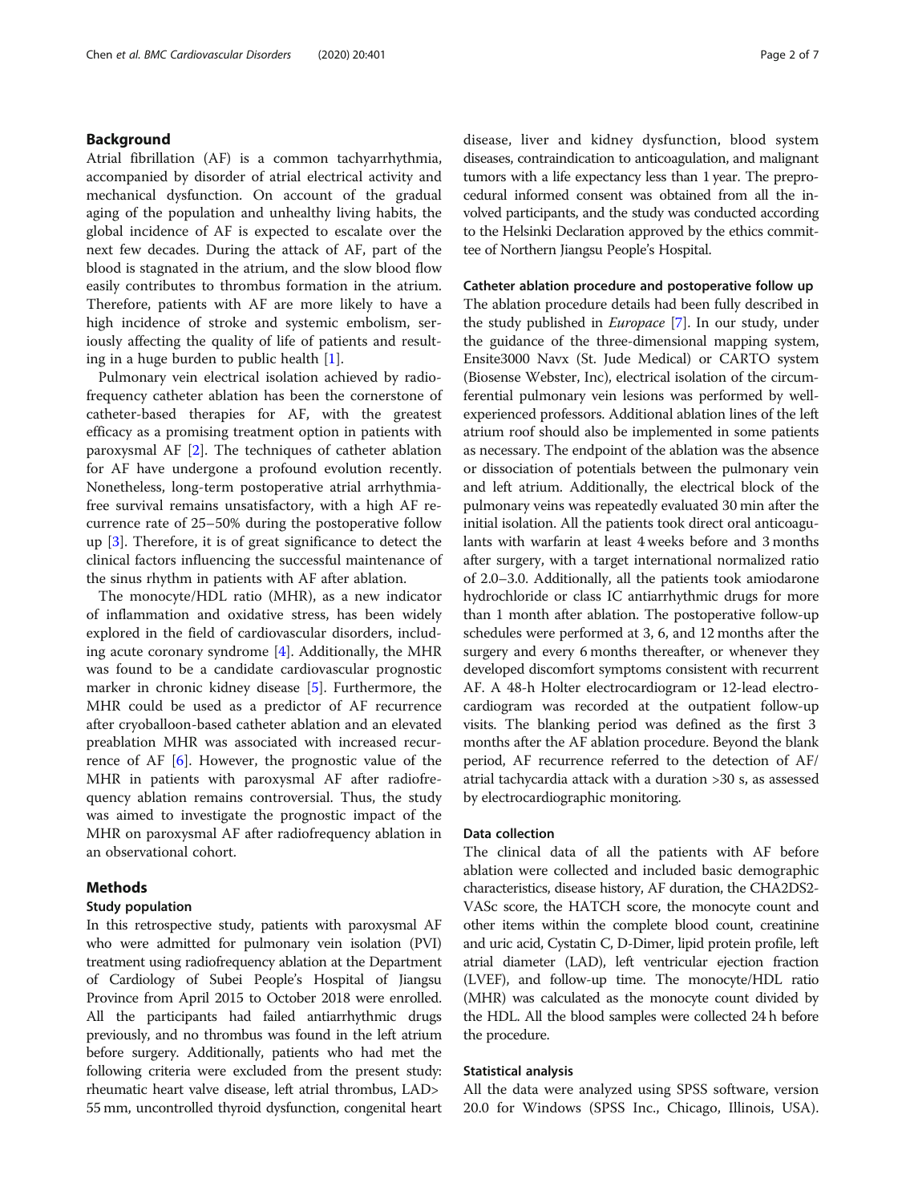## Background

Atrial fibrillation (AF) is a common tachyarrhythmia, accompanied by disorder of atrial electrical activity and mechanical dysfunction. On account of the gradual aging of the population and unhealthy living habits, the global incidence of AF is expected to escalate over the next few decades. During the attack of AF, part of the blood is stagnated in the atrium, and the slow blood flow easily contributes to thrombus formation in the atrium. Therefore, patients with AF are more likely to have a high incidence of stroke and systemic embolism, seriously affecting the quality of life of patients and resulting in a huge burden to public health [1].

Pulmonary vein electrical isolation achieved by radiofrequency catheter ablation has been the cornerstone of catheter-based therapies for AF, with the greatest efficacy as a promising treatment option in patients with paroxysmal AF [2]. The techniques of catheter ablation for AF have undergone a profound evolution recently. Nonetheless, long-term postoperative atrial arrhythmia-free survival remains unsatisfactory, with a high AF recurrence rate of 25–50% during the postoperative follow up [3]. Therefore, it is of great significance to detect the clinical factors influencing the successful maintenance of the sinus rhythm in patients with AF after ablation.

The monocyte/HDL ratio (MHR), as a new indicator of inflammation and oxidative stress, has been widely explored in the field of cardiovascular disorders, including acute coronary syndrome [4]. Additionally, the MHR was found to be a candidate cardiovascular prognostic marker in chronic kidney disease [5]. Furthermore, the MHR could be used as a predictor of AF recurrence after cryoballoon-based catheter ablation and an elevated preablation MHR was associated with increased recurrence of AF [6]. However, the prognostic value of the MHR in patients with paroxysmal AF after radiofrequency ablation remains controversial. Thus, the study was aimed to investigate the prognostic impact of the MHR on paroxysmal AF after radiofrequency ablation in an observational cohort.

## Methods

### Study population

In this retrospective study, patients with paroxysmal AF who were admitted for pulmonary vein isolation (PVI) treatment using radiofrequency ablation at the Department of Cardiology of Subei People's Hospital of Jiangsu Province from April 2015 to October 2018 were enrolled. All the participants had failed antiarrhythmic drugs previously, and no thrombus was found in the left atrium before surgery. Additionally, patients who had met the following criteria were excluded from the present study: rheumatic heart valve disease, left atrial thrombus, LAD> 55 mm, uncontrolled thyroid dysfunction, congenital heart disease, liver and kidney dysfunction, blood system diseases, contraindication to anticoagulation, and malignant tumors with a life expectancy less than 1 year. The preprocedural informed consent was obtained from all the involved participants, and the study was conducted according to the Helsinki Declaration approved by the ethics committee of Northern Jiangsu People's Hospital.

### Catheter ablation procedure and postoperative follow up

The ablation procedure details had been fully described in the study published in *Europace* [7]. In our study, under the guidance of the three-dimensional mapping system, Ensite3000 Navx (St. Jude Medical) or CARTO system (Biosense Webster, Inc), electrical isolation of the circumferential pulmonary vein lesions was performed by well-experienced professors. Additional ablation lines of the left atrium roof should also be implemented in some patients as necessary. The endpoint of the ablation was the absence or dissociation of potentials between the pulmonary vein and left atrium. Additionally, the electrical block of the pulmonary veins was repeatedly evaluated 30 min after the initial isolation. All the patients took direct oral anticoagulants with warfarin at least 4 weeks before and 3 months after surgery, with a target international normalized ratio of 2.0–3.0. Additionally, all the patients took amiodarone hydrochloride or class IC antiarrhythmic drugs for more than 1 month after ablation. The postoperative follow-up schedules were performed at 3, 6, and 12 months after the surgery and every 6 months thereafter, or whenever they developed discomfort symptoms consistent with recurrent AF. A 48-h Holter electrocardiogram or 12-lead electrocardiogram was recorded at the outpatient follow-up visits. The blanking period was defined as the first 3 months after the AF ablation procedure. Beyond the blank period, AF recurrence referred to the detection of AF/atrial tachycardia attack with a duration >30 s, as assessed by electrocardiographic monitoring.

### Data collection

The clinical data of all the patients with AF before ablation were collected and included basic demographic characteristics, disease history, AF duration, the CHA2DS2-VASc score, the HATCH score, the monocyte count and other items within the complete blood count, creatinine and uric acid, Cystatin C, D-Dimer, lipid protein profile, left atrial diameter (LAD), left ventricular ejection fraction (LVEF), and follow-up time. The monocyte/HDL ratio (MHR) was calculated as the monocyte count divided by the HDL. All the blood samples were collected 24 h before the procedure.

### Statistical analysis

All the data were analyzed using SPSS software, version 20.0 for Windows (SPSS Inc., Chicago, Illinois, USA).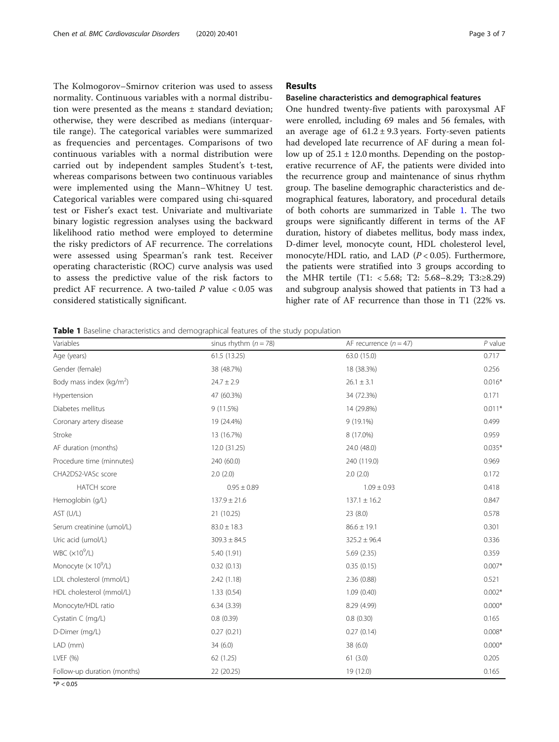The Kolmogorov–Smirnov criterion was used to assess normality. Continuous variables with a normal distribution were presented as the means ± standard deviation; otherwise, they were described as medians (interquartile range). The categorical variables were summarized as frequencies and percentages. Comparisons of two continuous variables with a normal distribution were carried out by independent samples Student's t-test, whereas comparisons between two continuous variables were implemented using the Mann–Whitney U test. Categorical variables were compared using chi-squared test or Fisher's exact test. Univariate and multivariate binary logistic regression analyses using the backward likelihood ratio method were employed to determine the risky predictors of AF recurrence. The correlations were assessed using Spearman's rank test. Receiver operating characteristic (ROC) curve analysis was used to assess the predictive value of the risk factors to predict AF recurrence. A two-tailed $P$ value $< 0.05$ was considered statistically significant.

## Results

### Baseline characteristics and demographical features

One hundred twenty-five patients with paroxysmal AF were enrolled, including 69 males and 56 females, with an average age of $61.2 \pm 9.3$ years. Forty-seven patients had developed late recurrence of AF during a mean follow up of $25.1 \pm 12.0$ months. Depending on the postoperative recurrence of AF, the patients were divided into the recurrence group and maintenance of sinus rhythm group. The baseline demographic characteristics and demographical features, laboratory, and procedural details of both cohorts are summarized in Table 1. The two groups were significantly different in terms of the AF duration, history of diabetes mellitus, body mass index, D-dimer level, monocyte count, HDL cholesterol level, monocyte/HDL ratio, and LAD ($P < 0.05$). Furthermore, the patients were stratified into 3 groups according to the MHR tertile (T1: < 5.68; T2: 5.68–8.29; T3:≥8.29) and subgroup analysis showed that patients in T3 had a higher rate of AF recurrence than those in T1 (22% vs.

**Table 1** Baseline characteristics and demographical features of the study population

| Variables | sinus rhythm ($n = 78$) | AF recurrence ($n = 47$) | $P$ value |
|---|---|---|---|
| Age (years) | 61.5 (13.25) | 63.0 (15.0) | 0.717 |
| Gender (female) | 38 (48.7%) | 18 (38.3%) | 0.256 |
| Body mass index (kg/m$^2$) | 24.7 ± 2.9 | 26.1 ± 3.1 | 0.016* |
| Hypertension | 47 (60.3%) | 34 (72.3%) | 0.171 |
| Diabetes mellitus | 9 (11.5%) | 14 (29.8%) | 0.011* |
| Coronary artery disease | 19 (24.4%) | 9 (19.1%) | 0.499 |
| Stroke | 13 (16.7%) | 8 (17.0%) | 0.959 |
| AF duration (months) | 12.0 (31.25) | 24.0 (48.0) | 0.035* |
| Procedure time (minnutes) | 240 (60.0) | 240 (119.0) | 0.969 |
| CHA2DS2-VASc score | 2.0 (2.0) | 2.0 (2.0) | 0.172 |
| HATCH score | 0.95 ± 0.89 | 1.09 ± 0.93 | 0.418 |
| Hemoglobin (g/L) | 137.9 ± 21.6 | 137.1 ± 16.2 | 0.847 |
| AST (U/L) | 21 (10.25) | 23 (8.0) | 0.578 |
| Serum creatinine (umol/L) | 83.0 ± 18.3 | 86.6 ± 19.1 | 0.301 |
| Uric acid (umol/L) | 309.3 ± 84.5 | 325.2 ± 96.4 | 0.336 |
| WBC ($\times 10^9$/L) | 5.40 (1.91) | 5.69 (2.35) | 0.359 |
| Monocyte ($\times 10^9$/L) | 0.32 (0.13) | 0.35 (0.15) | 0.007* |
| LDL cholesterol (mmol/L) | 2.42 (1.18) | 2.36 (0.88) | 0.521 |
| HDL cholesterol (mmol/L) | 1.33 (0.54) | 1.09 (0.40) | 0.002* |
| Monocyte/HDL ratio | 6.34 (3.39) | 8.29 (4.99) | 0.000* |
| Cystatin C (mg/L) | 0.8 (0.39) | 0.8 (0.30) | 0.165 |
| D-Dimer (mg/L) | 0.27 (0.21) | 0.27 (0.14) | 0.008* |
| LAD (mm) | 34 (6.0) | 38 (6.0) | 0.000* |
| LVEF (%) | 62 (1.25) | 61 (3.0) | 0.205 |
| Follow-up duration (months) | 22 (20.25) | 19 (12.0) | 0.165 |

*$P < 0.05$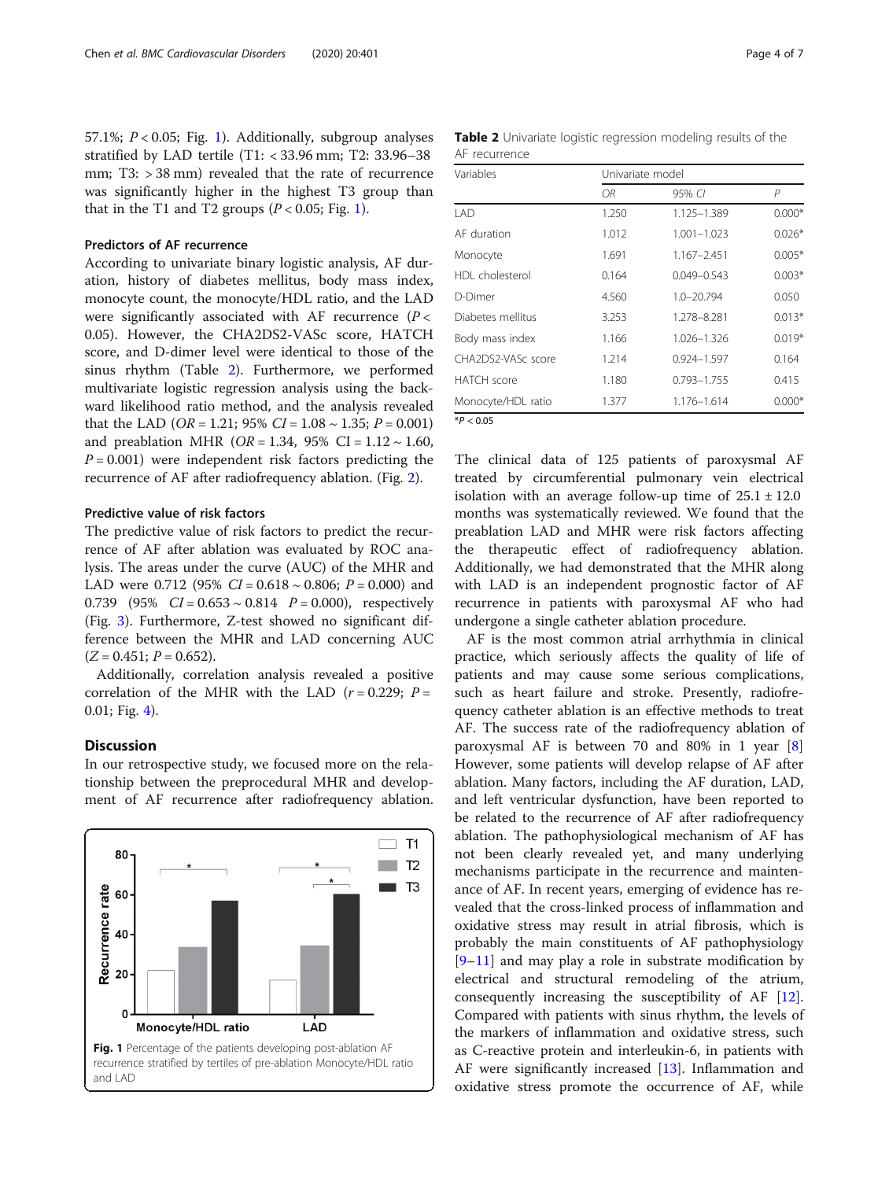57.1%; $P < 0.05$; Fig. 1). Additionally, subgroup analyses stratified by LAD tertile (T1: < 33.96 mm; T2: 33.96–38 mm; T3: > 38 mm) revealed that the rate of recurrence was significantly higher in the highest T3 group than that in the T1 and T2 groups ($P < 0.05$; Fig. 1).

### Predictors of AF recurrence

According to univariate binary logistic analysis, AF duration, history of diabetes mellitus, body mass index, monocyte count, the monocyte/HDL ratio, and the LAD were significantly associated with AF recurrence ($P < 0.05$). However, the CHA2DS2-VASc score, HATCH score, and D-dimer level were identical to those of the sinus rhythm (Table 2). Furthermore, we performed multivariate logistic regression analysis using the backward likelihood ratio method, and the analysis revealed that the LAD ($OR = 1.21$; 95% $CI = 1.08 \sim 1.35$; $P = 0.001$) and preablation MHR ($OR = 1.34$, 95% $CI = 1.12 \sim 1.60$, $P = 0.001$) were independent risk factors predicting the recurrence of AF after radiofrequency ablation. (Fig. 2).

### Predictive value of risk factors

The predictive value of risk factors to predict the recurrence of AF after ablation was evaluated by ROC analysis. The areas under the curve (AUC) of the MHR and LAD were 0.712 (95% $CI = 0.618 \sim 0.806$; $P = 0.000$) and 0.739 (95% $CI = 0.653 \sim 0.814$ $P = 0.000$), respectively (Fig. 3). Furthermore, Z-test showed no significant difference between the MHR and LAD concerning AUC ($Z = 0.451$; $P = 0.652$).

Additionally, correlation analysis revealed a positive correlation of the MHR with the LAD ($r = 0.229$; $P = 0.01$; Fig. 4).

## Discussion

In our retrospective study, we focused more on the relationship between the preprocedural MHR and development of AF recurrence after radiofrequency ablation.

**Fig. 1** Percentage of the patients developing post-ablation AF recurrence stratified by tertiles of pre-ablation Monocyte/HDL ratio and LAD

**Table 2** Univariate logistic regression modeling results of the AF recurrence

| Variables | Univariate model | | |
|---|---|---|---|
| | *OR* | 95% *CI* | *P* |
| LAD | 1.250 | 1.125–1.389 | 0.000* |
| AF duration | 1.012 | 1.001–1.023 | 0.026* |
| Monocyte | 1.691 | 1.167–2.451 | 0.005* |
| HDL cholesterol | 0.164 | 0.049–0.543 | 0.003* |
| D-Dimer | 4.560 | 1.0–20.794 | 0.050 |
| Diabetes mellitus | 3.253 | 1.278–8.281 | 0.013* |
| Body mass index | 1.166 | 1.026–1.326 | 0.019* |
| CHA2DS2-VASc score | 1.214 | 0.924–1.597 | 0.164 |
| HATCH score | 1.180 | 0.793–1.755 | 0.415 |
| Monocyte/HDL ratio | 1.377 | 1.176–1.614 | 0.000* |

*$P < 0.05$

The clinical data of 125 patients of paroxysmal AF treated by circumferential pulmonary vein electrical isolation with an average follow-up time of 25.1 ± 12.0 months was systematically reviewed. We found that the preablation LAD and MHR were risk factors affecting the therapeutic effect of radiofrequency ablation. Additionally, we had demonstrated that the MHR along with LAD is an independent prognostic factor of AF recurrence in patients with paroxysmal AF who had undergone a single catheter ablation procedure.

AF is the most common atrial arrhythmia in clinical practice, which seriously affects the quality of life of patients and may cause some serious complications, such as heart failure and stroke. Presently, radiofrequency catheter ablation is an effective methods to treat AF. The success rate of the radiofrequency ablation of paroxysmal AF is between 70 and 80% in 1 year [8] However, some patients will develop relapse of AF after ablation. Many factors, including the AF duration, LAD, and left ventricular dysfunction, have been reported to be related to the recurrence of AF after radiofrequency ablation. The pathophysiological mechanism of AF has not been clearly revealed yet, and many underlying mechanisms participate in the recurrence and maintenance of AF. In recent years, emerging of evidence has revealed that the cross-linked process of inflammation and oxidative stress may result in atrial fibrosis, which is probably the main constituents of AF pathophysiology [9–11] and may play a role in substrate modification by electrical and structural remodeling of the atrium, consequently increasing the susceptibility of AF [12]. Compared with patients with sinus rhythm, the levels of the markers of inflammation and oxidative stress, such as C-reactive protein and interleukin-6, in patients with AF were significantly increased [13]. Inflammation and oxidative stress promote the occurrence of AF, while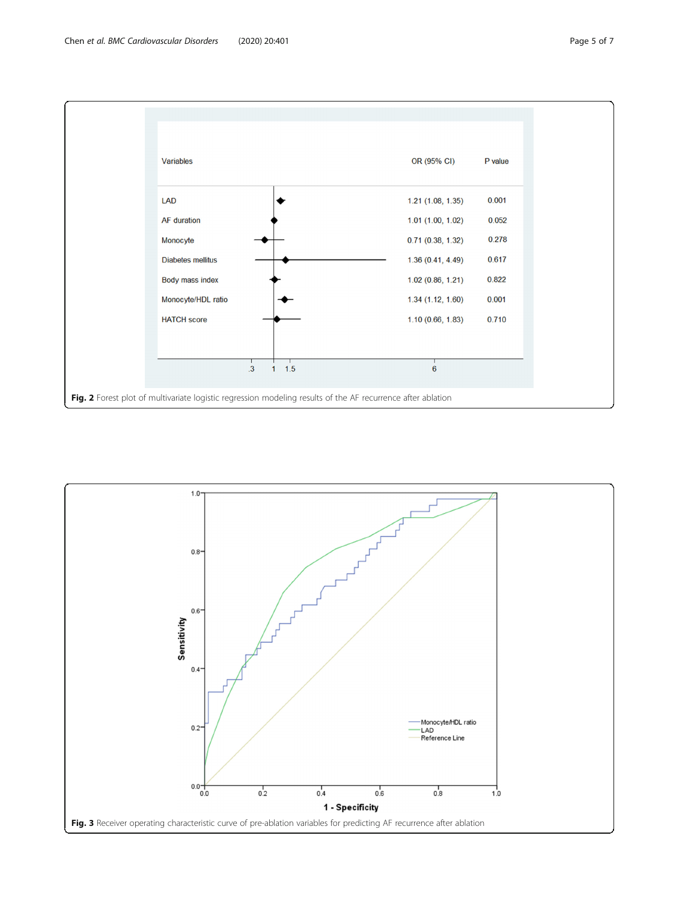| Variables | OR (95% CI) | P value |
|---|---|---|
| LAD | 1.21 (1.08, 1.35) | 0.001 |
| AF duration | 1.01 (1.00, 1.02) | 0.052 |
| Monocyte | 0.71 (0.38, 1.32) | 0.278 |
| Diabetes mellitus | 1.36 (0.41, 4.49) | 0.617 |
| Body mass index | 1.02 (0.86, 1.21) | 0.822 |
| Monocyte/HDL ratio | 1.34 (1.12, 1.60) | 0.001 |
| HATCH score | 1.10 (0.66, 1.83) | 0.710 |

**Fig. 2** Forest plot of multivariate logistic regression modeling results of the AF recurrence after ablation

**Fig. 3** Receiver operating characteristic curve of pre-ablation variables for predicting AF recurrence after ablation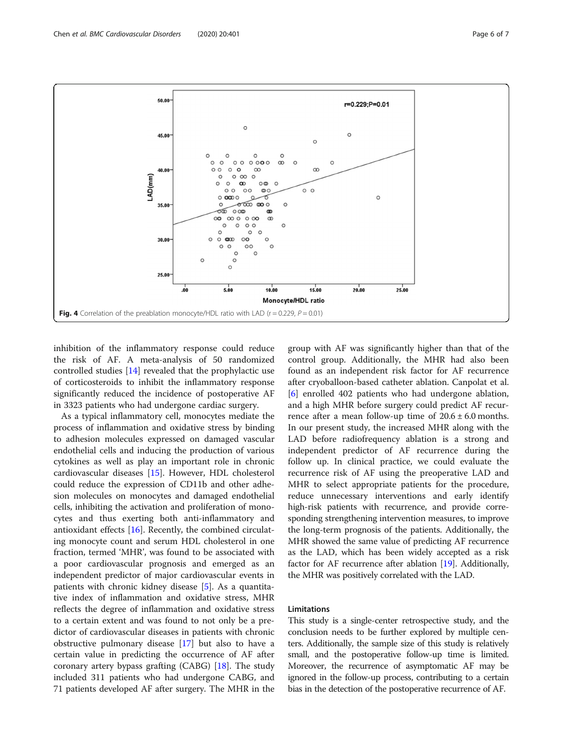Fig. 4 Correlation of the preablation monocyte/HDL ratio with LAD ($r = 0.229$, $P = 0.01$)

inhibition of the inflammatory response could reduce the risk of AF. A meta-analysis of 50 randomized controlled studies [14] revealed that the prophylactic use of corticosteroids to inhibit the inflammatory response significantly reduced the incidence of postoperative AF in 3323 patients who had undergone cardiac surgery.

As a typical inflammatory cell, monocytes mediate the process of inflammation and oxidative stress by binding to adhesion molecules expressed on damaged vascular endothelial cells and inducing the production of various cytokines as well as play an important role in chronic cardiovascular diseases [15]. However, HDL cholesterol could reduce the expression of CD11b and other adhesion molecules on monocytes and damaged endothelial cells, inhibiting the activation and proliferation of monocytes and thus exerting both anti-inflammatory and antioxidant effects [16]. Recently, the combined circulating monocyte count and serum HDL cholesterol in one fraction, termed 'MHR', was found to be associated with a poor cardiovascular prognosis and emerged as an independent predictor of major cardiovascular events in patients with chronic kidney disease [5]. As a quantitative index of inflammation and oxidative stress, MHR reflects the degree of inflammation and oxidative stress to a certain extent and was found to not only be a predictor of cardiovascular diseases in patients with chronic obstructive pulmonary disease [17] but also to have a certain value in predicting the occurrence of AF after coronary artery bypass grafting (CABG) [18]. The study included 311 patients who had undergone CABG, and 71 patients developed AF after surgery. The MHR in the group with AF was significantly higher than that of the control group. Additionally, the MHR had also been found as an independent risk factor for AF recurrence after cryoballoon-based catheter ablation. Canpolat et al. [6] enrolled 402 patients who had undergone ablation, and a high MHR before surgery could predict AF recurrence after a mean follow-up time of 20.6 ± 6.0 months. In our present study, the increased MHR along with the LAD before radiofrequency ablation is a strong and independent predictor of AF recurrence during the follow up. In clinical practice, we could evaluate the recurrence risk of AF using the preoperative LAD and MHR to select appropriate patients for the procedure, reduce unnecessary interventions and early identify high-risk patients with recurrence, and provide corresponding strengthening intervention measures, to improve the long-term prognosis of the patients. Additionally, the MHR showed the same value of predicting AF recurrence as the LAD, which has been widely accepted as a risk factor for AF recurrence after ablation [19]. Additionally, the MHR was positively correlated with the LAD.

## Limitations

This study is a single-center retrospective study, and the conclusion needs to be further explored by multiple centers. Additionally, the sample size of this study is relatively small, and the postoperative follow-up time is limited. Moreover, the recurrence of asymptomatic AF may be ignored in the follow-up process, contributing to a certain bias in the detection of the postoperative recurrence of AF.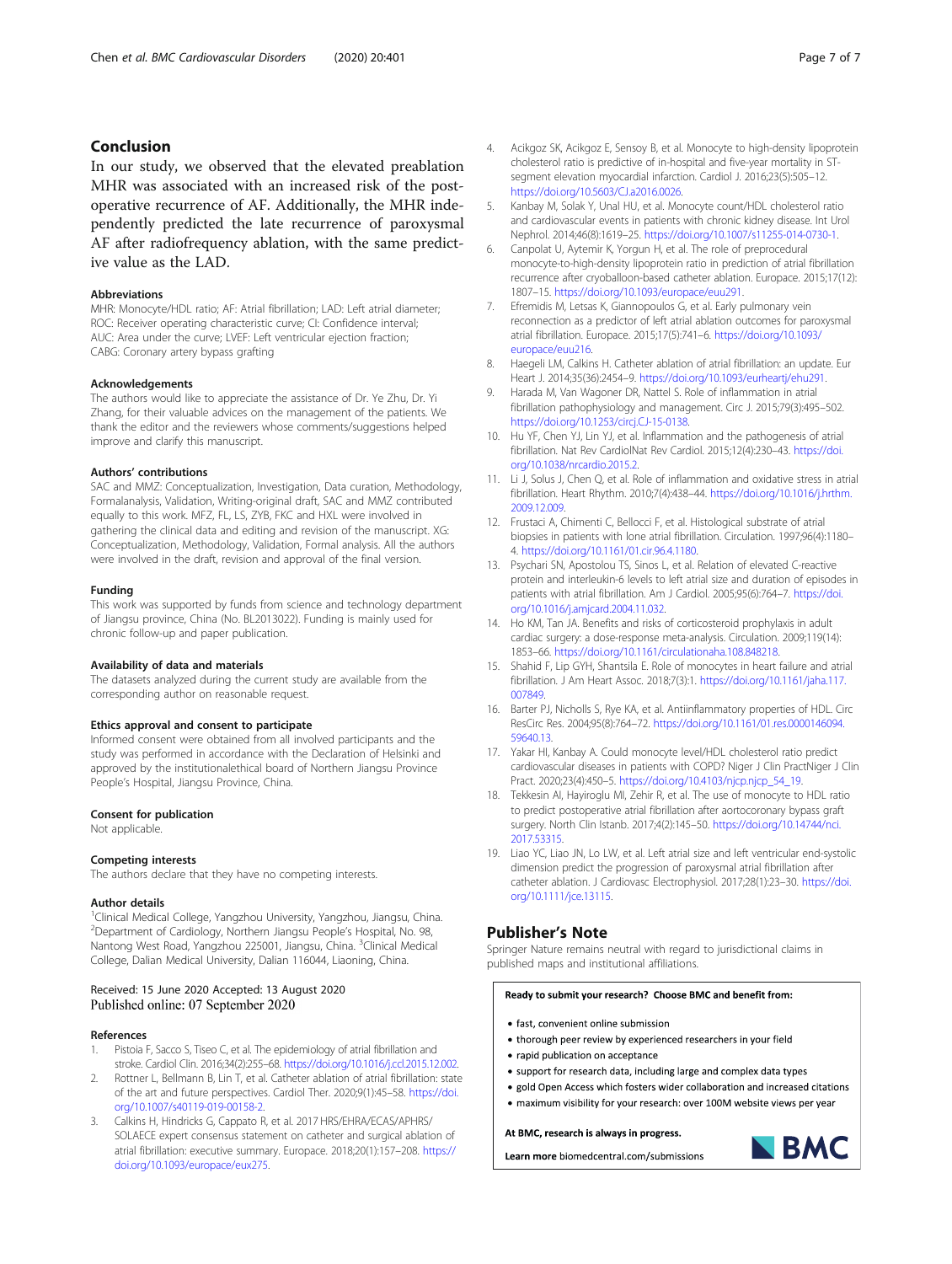## Conclusion

In our study, we observed that the elevated preablation MHR was associated with an increased risk of the post-operative recurrence of AF. Additionally, the MHR independently predicted the late recurrence of paroxysmal AF after radiofrequency ablation, with the same predictive value as the LAD.

### Abbreviations

MHR: Monocyte/HDL ratio; AF: Atrial fibrillation; LAD: Left atrial diameter; ROC: Receiver operating characteristic curve; CI: Confidence interval; AUC: Area under the curve; LVEF: Left ventricular ejection fraction; CABG: Coronary artery bypass grafting

### Acknowledgements

The authors would like to appreciate the assistance of Dr. Ye Zhu, Dr. Yi Zhang, for their valuable advices on the management of the patients. We thank the editor and the reviewers whose comments/suggestions helped improve and clarify this manuscript.

### Authors' contributions

SAC and MMZ: Conceptualization, Investigation, Data curation, Methodology, Formalanalysis, Validation, Writing-original draft, SAC and MMZ contributed equally to this work. MFZ, FL, LS, ZYB, FKC and HXL were involved in gathering the clinical data and editing and revision of the manuscript. XG: Conceptualization, Methodology, Validation, Formal analysis. All the authors were involved in the draft, revision and approval of the final version.

### Funding

This work was supported by funds from science and technology department of Jiangsu province, China (No. BL2013022). Funding is mainly used for chronic follow-up and paper publication.

### Availability of data and materials

The datasets analyzed during the current study are available from the corresponding author on reasonable request.

### Ethics approval and consent to participate

Informed consent were obtained from all involved participants and the study was performed in accordance with the Declaration of Helsinki and approved by the institutionalethical board of Northern Jiangsu Province People's Hospital, Jiangsu Province, China.

### Consent for publication

Not applicable.

### Competing interests

The authors declare that they have no competing interests.

### Author details

[1]Clinical Medical College, Yangzhou University, Yangzhou, Jiangsu, China. [2]Department of Cardiology, Northern Jiangsu People's Hospital, No. 98, Nantong West Road, Yangzhou 225001, Jiangsu, China. [3]Clinical Medical College, Dalian Medical University, Dalian 116044, Liaoning, China.

Received: 15 June 2020 Accepted: 13 August 2020
Published online: 07 September 2020

### References

1. Pistoia F, Sacco S, Tiseo C, et al. The epidemiology of atrial fibrillation and stroke. Cardiol Clin. 2016;34(2):255–68. https://doi.org/10.1016/j.ccl.2015.12.002.
2. Rottner L, Bellmann B, Lin T, et al. Catheter ablation of atrial fibrillation: state of the art and future perspectives. Cardiol Ther. 2020;9(1):45–58. https://doi.org/10.1007/s40119-019-00158-2.
3. Calkins H, Hindricks G, Cappato R, et al. 2017 HRS/EHRA/ECAS/APHRS/SOLAECE expert consensus statement on catheter and surgical ablation of atrial fibrillation: executive summary. Europace. 2018;20(1):157–208. https://doi.org/10.1093/europace/eux275.
4. Acikgoz SK, Acikgoz E, Sensoy B, et al. Monocyte to high-density lipoprotein cholesterol ratio is predictive of in-hospital and five-year mortality in ST-segment elevation myocardial infarction. Cardiol J. 2016;23(5):505–12. https://doi.org/10.5603/CJ.a2016.0026.
5. Kanbay M, Solak Y, Unal HU, et al. Monocyte count/HDL cholesterol ratio and cardiovascular events in patients with chronic kidney disease. Int Urol Nephrol. 2014;46(8):1619–25. https://doi.org/10.1007/s11255-014-0730-1.
6. Canpolat U, Aytemir K, Yorgun H, et al. The role of preprocedural monocyte-to-high-density lipoprotein ratio in prediction of atrial fibrillation recurrence after cryoballoon-based catheter ablation. Europace. 2015;17(12):1807–15. https://doi.org/10.1093/europace/euu291.
7. Efremidis M, Letsas K, Giannopoulos G, et al. Early pulmonary vein reconnection as a predictor of left atrial ablation outcomes for paroxysmal atrial fibrillation. Europace. 2015;17(5):741–6. https://doi.org/10.1093/europace/euu216.
8. Haegeli LM, Calkins H. Catheter ablation of atrial fibrillation: an update. Eur Heart J. 2014;35(36):2454–9. https://doi.org/10.1093/eurheartj/ehu291.
9. Harada M, Van Wagoner DR, Nattel S. Role of inflammation in atrial fibrillation pathophysiology and management. Circ J. 2015;79(3):495–502. https://doi.org/10.1253/circj.CJ-15-0138.
10. Hu YF, Chen YJ, Lin YJ, et al. Inflammation and the pathogenesis of atrial fibrillation. Nat Rev CardiolNat Rev Cardiol. 2015;12(4):230–43. https://doi.org/10.1038/nrcardio.2015.2.
11. Li J, Solus J, Chen Q, et al. Role of inflammation and oxidative stress in atrial fibrillation. Heart Rhythm. 2010;7(4):438–44. https://doi.org/10.1016/j.hrthm.2009.12.009.
12. Frustaci A, Chimenti C, Bellocci F, et al. Histological substrate of atrial biopsies in patients with lone atrial fibrillation. Circulation. 1997;96(4):1180–4. https://doi.org/10.1161/01.cir.96.4.1180.
13. Psychari SN, Apostolou TS, Sinos L, et al. Relation of elevated C-reactive protein and interleukin-6 levels to left atrial size and duration of episodes in patients with atrial fibrillation. Am J Cardiol. 2005;95(6):764–7. https://doi.org/10.1016/j.amjcard.2004.11.032.
14. Ho KM, Tan JA. Benefits and risks of corticosteroid prophylaxis in adult cardiac surgery: a dose-response meta-analysis. Circulation. 2009;119(14):1853–66. https://doi.org/10.1161/circulationaha.108.848218.
15. Shahid F, Lip GYH, Shantsila E. Role of monocytes in heart failure and atrial fibrillation. J Am Heart Assoc. 2018;7(3):1. https://doi.org/10.1161/jaha.117.007849.
16. Barter PJ, Nicholls S, Rye KA, et al. Antiinflammatory properties of HDL. Circ ResCirc Res. 2004;95(8):764–72. https://doi.org/10.1161/01.res.0000146094.59640.13.
17. Yakar HI, Kanbay A. Could monocyte level/HDL cholesterol ratio predict cardiovascular diseases in patients with COPD? Niger J Clin PractNiger J Clin Pract. 2020;23(4):450–5. https://doi.org/10.4103/njcp.njcp_54_19.
18. Tekkesin AI, Hayiroglu MI, Zehir R, et al. The use of monocyte to HDL ratio to predict postoperative atrial fibrillation after aortocoronary bypass graft surgery. North Clin Istanb. 2017;4(2):145–50. https://doi.org/10.14744/nci.2017.53315.
19. Liao YC, Liao JN, Lo LW, et al. Left atrial size and left ventricular end-systolic dimension predict the progression of paroxysmal atrial fibrillation after catheter ablation. J Cardiovasc Electrophysiol. 2017;28(1):23–30. https://doi.org/10.1111/jce.13115.

## Publisher's Note

Springer Nature remains neutral with regard to jurisdictional claims in published maps and institutional affiliations.

**Ready to submit your research? Choose BMC and benefit from:**

- fast, convenient online submission
- thorough peer review by experienced researchers in your field
- rapid publication on acceptance
- support for research data, including large and complex data types
- gold Open Access which fosters wider collaboration and increased citations
- maximum visibility for your research: over 100M website views per year

**At BMC, research is always in progress.**

**Learn more** biomedcentral.com/submissions